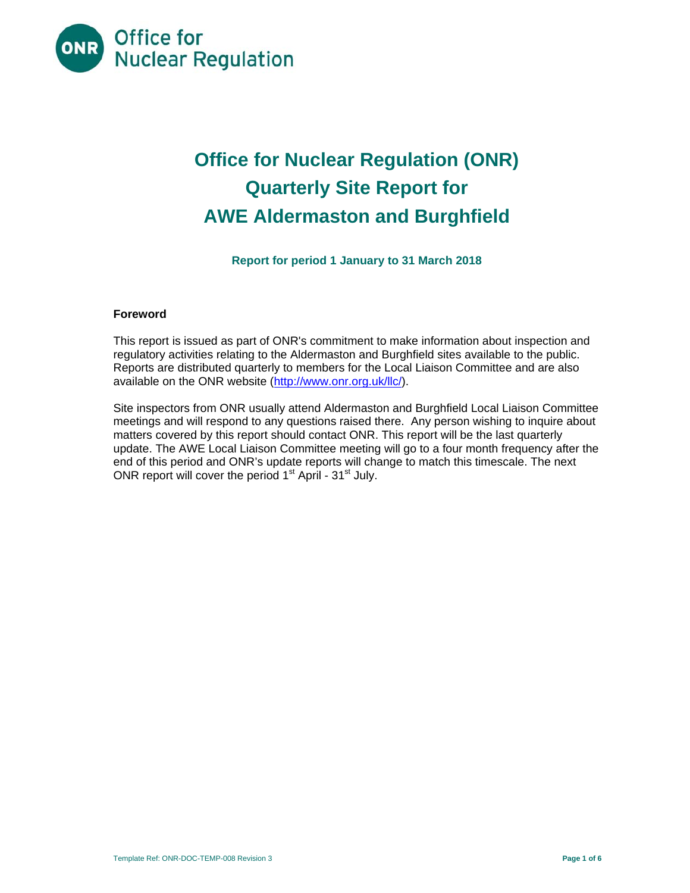Office for Nuclear Regulation

# Office for Nuclear Regulation (ONR) Quarterly Site Report for AWE Aldermaston and Burghfield

**Report for period 1 January to 31 March 2018**

## Foreword

This report is issued as part of ONR's commitment to make information about inspection and regulatory activities relating to the Aldermaston and Burghfield sites available to the public. Reports are distributed quarterly to members for the Local Liaison Committee and are also available on the ONR website (http://www.onr.org.uk/llc/).

Site inspectors from ONR usually attend Aldermaston and Burghfield Local Liaison Committee meetings and will respond to any questions raised there. Any person wishing to inquire about matters covered by this report should contact ONR. This report will be the last quarterly update. The AWE Local Liaison Committee meeting will go to a four month frequency after the end of this period and ONR's update reports will change to match this timescale. The next ONR report will cover the period 1st April - 31st July.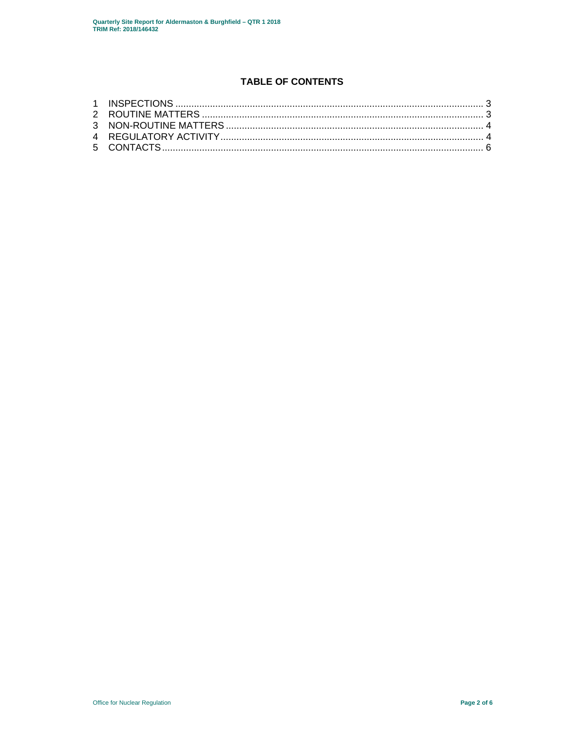## TABLE OF CONTENTS

1 INSPECTIONS ........................................................................................................ 3
2 ROUTINE MATTERS .............................................................................................. 3
3 NON-ROUTINE MATTERS ..................................................................................... 4
4 REGULATORY ACTIVITY ....................................................................................... 4
5 CONTACTS ............................................................................................................ 6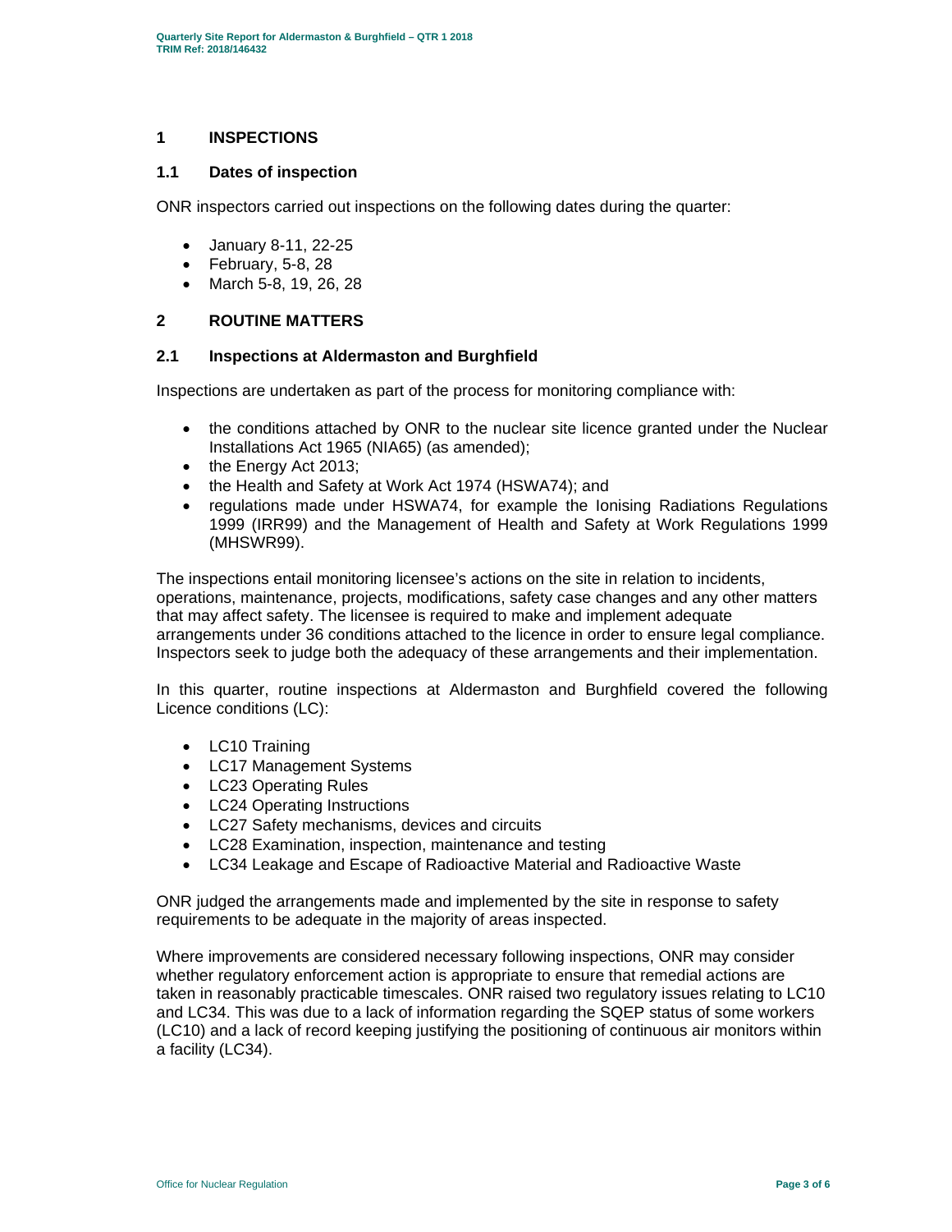## 1 INSPECTIONS

### 1.1 Dates of inspection

ONR inspectors carried out inspections on the following dates during the quarter:

- January 8-11, 22-25
- February, 5-8, 28
- March 5-8, 19, 26, 28

## 2 ROUTINE MATTERS

### 2.1 Inspections at Aldermaston and Burghfield

Inspections are undertaken as part of the process for monitoring compliance with:

- the conditions attached by ONR to the nuclear site licence granted under the Nuclear Installations Act 1965 (NIA65) (as amended);
- the Energy Act 2013;
- the Health and Safety at Work Act 1974 (HSWA74); and
- regulations made under HSWA74, for example the Ionising Radiations Regulations 1999 (IRR99) and the Management of Health and Safety at Work Regulations 1999 (MHSWR99).

The inspections entail monitoring licensee's actions on the site in relation to incidents, operations, maintenance, projects, modifications, safety case changes and any other matters that may affect safety. The licensee is required to make and implement adequate arrangements under 36 conditions attached to the licence in order to ensure legal compliance. Inspectors seek to judge both the adequacy of these arrangements and their implementation.

In this quarter, routine inspections at Aldermaston and Burghfield covered the following Licence conditions (LC):

- LC10 Training
- LC17 Management Systems
- LC23 Operating Rules
- LC24 Operating Instructions
- LC27 Safety mechanisms, devices and circuits
- LC28 Examination, inspection, maintenance and testing
- LC34 Leakage and Escape of Radioactive Material and Radioactive Waste

ONR judged the arrangements made and implemented by the site in response to safety requirements to be adequate in the majority of areas inspected.

Where improvements are considered necessary following inspections, ONR may consider whether regulatory enforcement action is appropriate to ensure that remedial actions are taken in reasonably practicable timescales. ONR raised two regulatory issues relating to LC10 and LC34. This was due to a lack of information regarding the SQEP status of some workers (LC10) and a lack of record keeping justifying the positioning of continuous air monitors within a facility (LC34).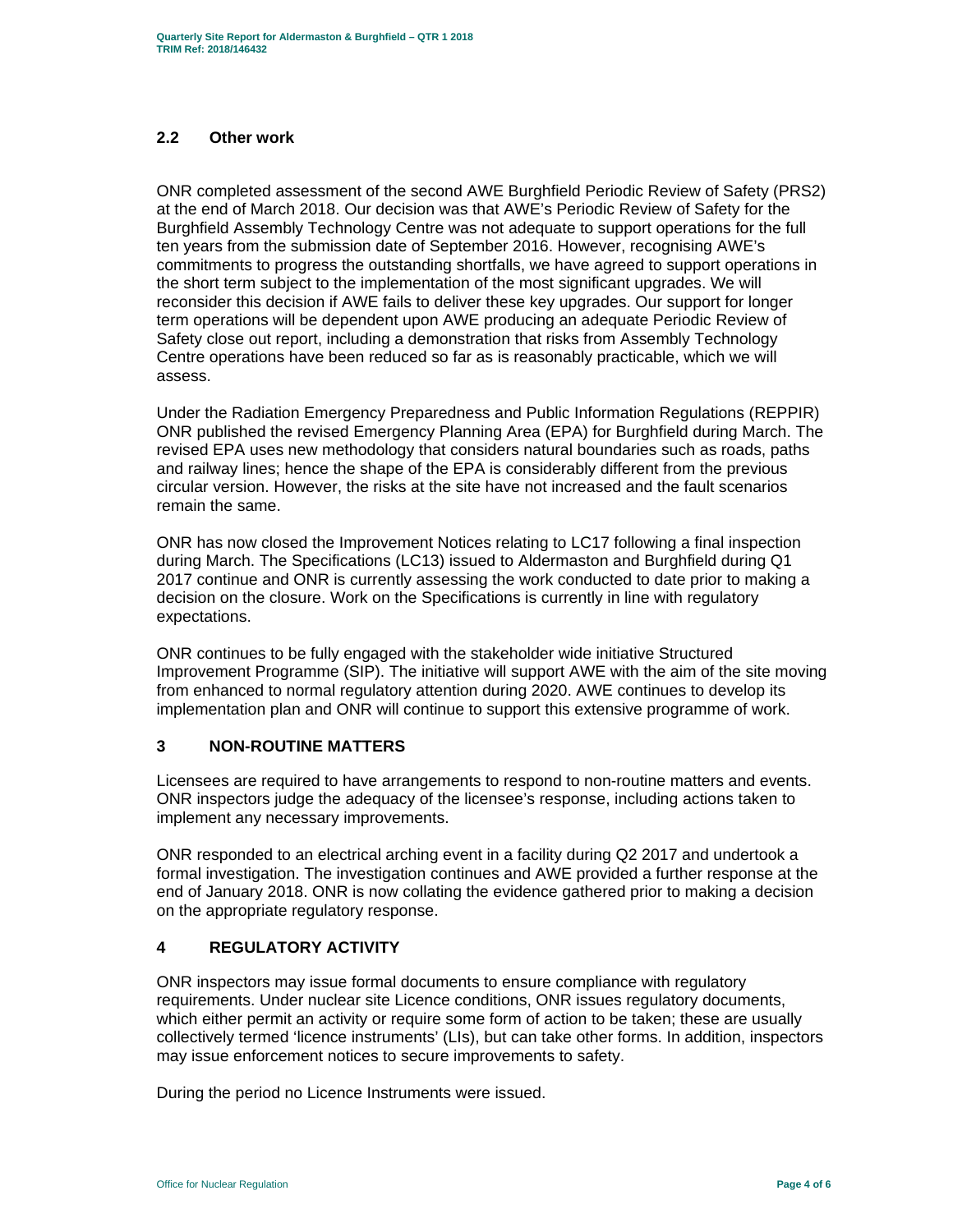### 2.2 Other work

ONR completed assessment of the second AWE Burghfield Periodic Review of Safety (PRS2) at the end of March 2018. Our decision was that AWE's Periodic Review of Safety for the Burghfield Assembly Technology Centre was not adequate to support operations for the full ten years from the submission date of September 2016. However, recognising AWE's commitments to progress the outstanding shortfalls, we have agreed to support operations in the short term subject to the implementation of the most significant upgrades. We will reconsider this decision if AWE fails to deliver these key upgrades. Our support for longer term operations will be dependent upon AWE producing an adequate Periodic Review of Safety close out report, including a demonstration that risks from Assembly Technology Centre operations have been reduced so far as is reasonably practicable, which we will assess.

Under the Radiation Emergency Preparedness and Public Information Regulations (REPPIR) ONR published the revised Emergency Planning Area (EPA) for Burghfield during March. The revised EPA uses new methodology that considers natural boundaries such as roads, paths and railway lines; hence the shape of the EPA is considerably different from the previous circular version. However, the risks at the site have not increased and the fault scenarios remain the same.

ONR has now closed the Improvement Notices relating to LC17 following a final inspection during March. The Specifications (LC13) issued to Aldermaston and Burghfield during Q1 2017 continue and ONR is currently assessing the work conducted to date prior to making a decision on the closure. Work on the Specifications is currently in line with regulatory expectations.

ONR continues to be fully engaged with the stakeholder wide initiative Structured Improvement Programme (SIP). The initiative will support AWE with the aim of the site moving from enhanced to normal regulatory attention during 2020. AWE continues to develop its implementation plan and ONR will continue to support this extensive programme of work.

## 3 NON-ROUTINE MATTERS

Licensees are required to have arrangements to respond to non-routine matters and events. ONR inspectors judge the adequacy of the licensee's response, including actions taken to implement any necessary improvements.

ONR responded to an electrical arching event in a facility during Q2 2017 and undertook a formal investigation. The investigation continues and AWE provided a further response at the end of January 2018. ONR is now collating the evidence gathered prior to making a decision on the appropriate regulatory response.

## 4 REGULATORY ACTIVITY

ONR inspectors may issue formal documents to ensure compliance with regulatory requirements. Under nuclear site Licence conditions, ONR issues regulatory documents, which either permit an activity or require some form of action to be taken; these are usually collectively termed 'licence instruments' (LIs), but can take other forms. In addition, inspectors may issue enforcement notices to secure improvements to safety.

During the period no Licence Instruments were issued.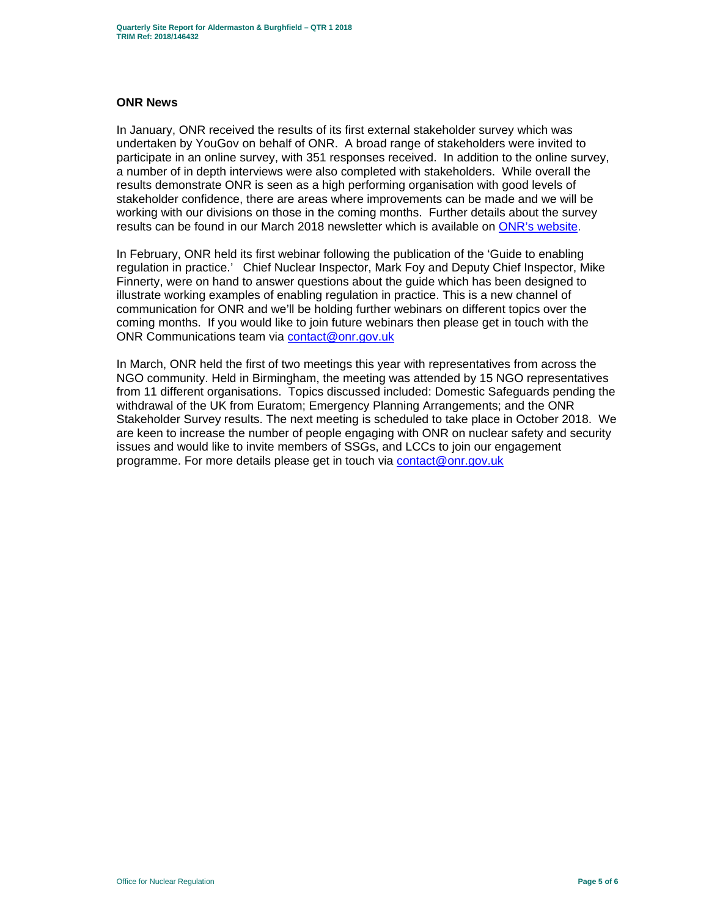## ONR News

In January, ONR received the results of its first external stakeholder survey which was undertaken by YouGov on behalf of ONR. A broad range of stakeholders were invited to participate in an online survey, with 351 responses received. In addition to the online survey, a number of in depth interviews were also completed with stakeholders. While overall the results demonstrate ONR is seen as a high performing organisation with good levels of stakeholder confidence, there are areas where improvements can be made and we will be working with our divisions on those in the coming months. Further details about the survey results can be found in our March 2018 newsletter which is available on ONR's website.

In February, ONR held its first webinar following the publication of the 'Guide to enabling regulation in practice.' Chief Nuclear Inspector, Mark Foy and Deputy Chief Inspector, Mike Finnerty, were on hand to answer questions about the guide which has been designed to illustrate working examples of enabling regulation in practice. This is a new channel of communication for ONR and we'll be holding further webinars on different topics over the coming months. If you would like to join future webinars then please get in touch with the ONR Communications team via contact@onr.gov.uk

In March, ONR held the first of two meetings this year with representatives from across the NGO community. Held in Birmingham, the meeting was attended by 15 NGO representatives from 11 different organisations. Topics discussed included: Domestic Safeguards pending the withdrawal of the UK from Euratom; Emergency Planning Arrangements; and the ONR Stakeholder Survey results. The next meeting is scheduled to take place in October 2018. We are keen to increase the number of people engaging with ONR on nuclear safety and security issues and would like to invite members of SSGs, and LCCs to join our engagement programme. For more details please get in touch via contact@onr.gov.uk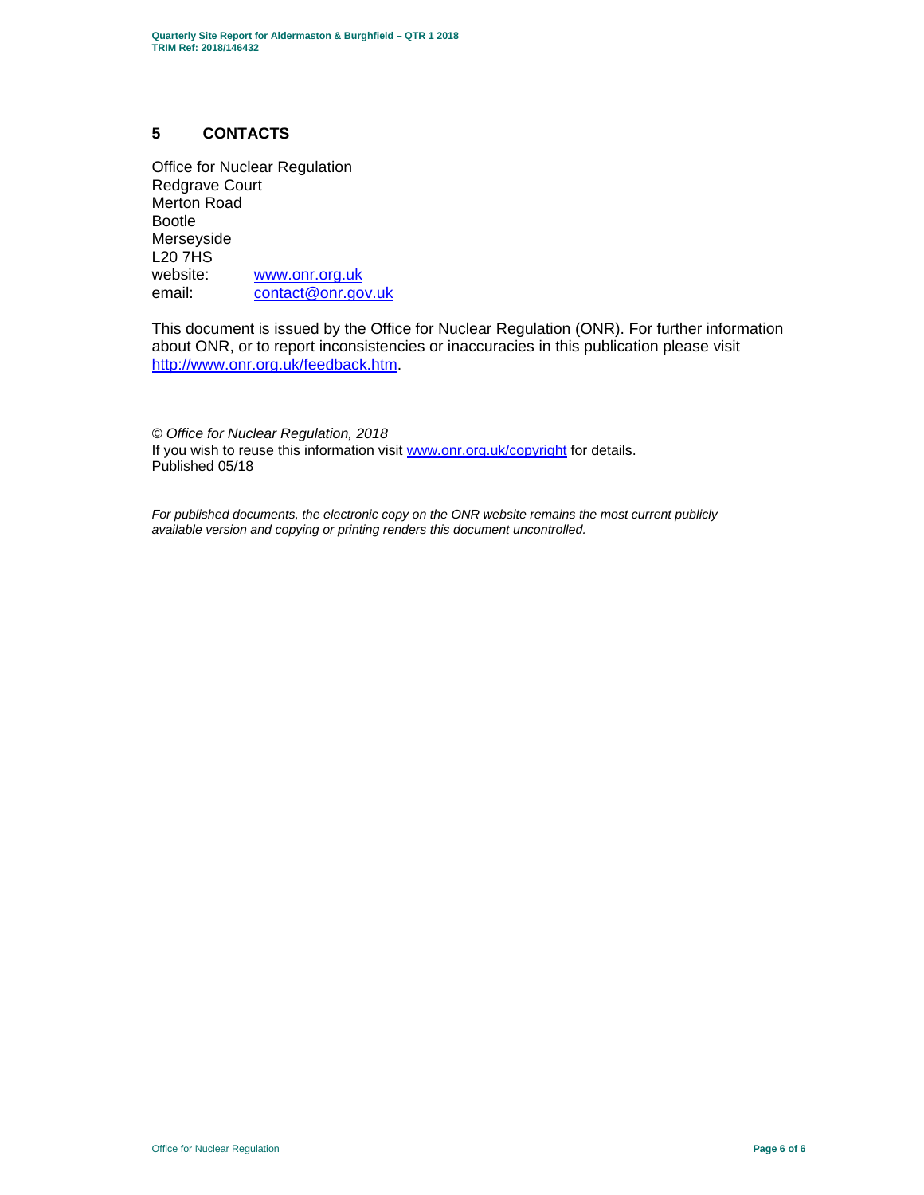## 5 CONTACTS

Office for Nuclear Regulation
Redgrave Court
Merton Road
Bootle
Merseyside
L20 7HS
website: www.onr.org.uk
email: contact@onr.gov.uk

This document is issued by the Office for Nuclear Regulation (ONR). For further information about ONR, or to report inconsistencies or inaccuracies in this publication please visit http://www.onr.org.uk/feedback.htm.

*© Office for Nuclear Regulation, 2018*
If you wish to reuse this information visit www.onr.org.uk/copyright for details.
Published 05/18

*For published documents, the electronic copy on the ONR website remains the most current publicly available version and copying or printing renders this document uncontrolled.*